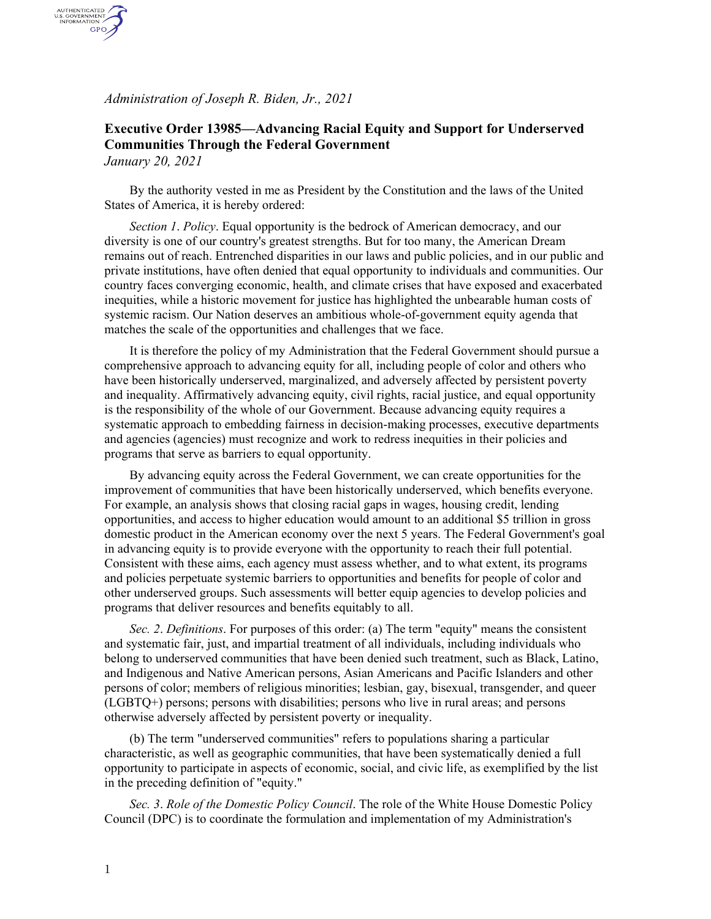*Administration of Joseph R. Biden, Jr., 2021*

## Executive Order 13985—Advancing Racial Equity and Support for Underserved Communities Through the Federal Government

*January 20, 2021*

By the authority vested in me as President by the Constitution and the laws of the United States of America, it is hereby ordered:

*Section 1*. *Policy*. Equal opportunity is the bedrock of American democracy, and our diversity is one of our country's greatest strengths. But for too many, the American Dream remains out of reach. Entrenched disparities in our laws and public policies, and in our public and private institutions, have often denied that equal opportunity to individuals and communities. Our country faces converging economic, health, and climate crises that have exposed and exacerbated inequities, while a historic movement for justice has highlighted the unbearable human costs of systemic racism. Our Nation deserves an ambitious whole-of-government equity agenda that matches the scale of the opportunities and challenges that we face.

It is therefore the policy of my Administration that the Federal Government should pursue a comprehensive approach to advancing equity for all, including people of color and others who have been historically underserved, marginalized, and adversely affected by persistent poverty and inequality. Affirmatively advancing equity, civil rights, racial justice, and equal opportunity is the responsibility of the whole of our Government. Because advancing equity requires a systematic approach to embedding fairness in decision-making processes, executive departments and agencies (agencies) must recognize and work to redress inequities in their policies and programs that serve as barriers to equal opportunity.

By advancing equity across the Federal Government, we can create opportunities for the improvement of communities that have been historically underserved, which benefits everyone. For example, an analysis shows that closing racial gaps in wages, housing credit, lending opportunities, and access to higher education would amount to an additional $5 trillion in gross domestic product in the American economy over the next 5 years. The Federal Government's goal in advancing equity is to provide everyone with the opportunity to reach their full potential. Consistent with these aims, each agency must assess whether, and to what extent, its programs and policies perpetuate systemic barriers to opportunities and benefits for people of color and other underserved groups. Such assessments will better equip agencies to develop policies and programs that deliver resources and benefits equitably to all.

*Sec. 2*. *Definitions*. For purposes of this order: (a) The term "equity" means the consistent and systematic fair, just, and impartial treatment of all individuals, including individuals who belong to underserved communities that have been denied such treatment, such as Black, Latino, and Indigenous and Native American persons, Asian Americans and Pacific Islanders and other persons of color; members of religious minorities; lesbian, gay, bisexual, transgender, and queer (LGBTQ+) persons; persons with disabilities; persons who live in rural areas; and persons otherwise adversely affected by persistent poverty or inequality.

(b) The term "underserved communities" refers to populations sharing a particular characteristic, as well as geographic communities, that have been systematically denied a full opportunity to participate in aspects of economic, social, and civic life, as exemplified by the list in the preceding definition of "equity."

*Sec. 3*. *Role of the Domestic Policy Council*. The role of the White House Domestic Policy Council (DPC) is to coordinate the formulation and implementation of my Administration's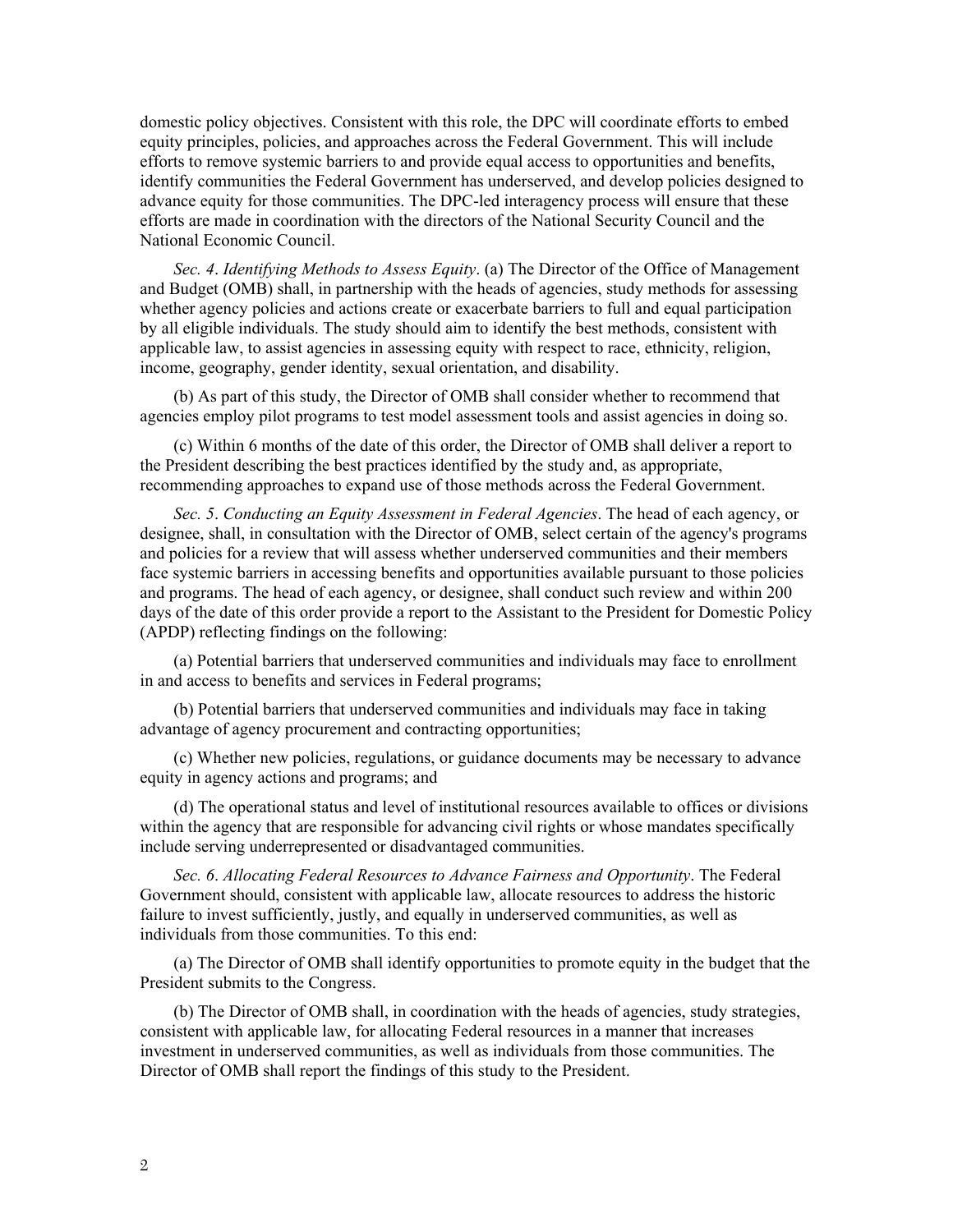domestic policy objectives. Consistent with this role, the DPC will coordinate efforts to embed equity principles, policies, and approaches across the Federal Government. This will include efforts to remove systemic barriers to and provide equal access to opportunities and benefits, identify communities the Federal Government has underserved, and develop policies designed to advance equity for those communities. The DPC-led interagency process will ensure that these efforts are made in coordination with the directors of the National Security Council and the National Economic Council.

*Sec. 4*. *Identifying Methods to Assess Equity*. (a) The Director of the Office of Management and Budget (OMB) shall, in partnership with the heads of agencies, study methods for assessing whether agency policies and actions create or exacerbate barriers to full and equal participation by all eligible individuals. The study should aim to identify the best methods, consistent with applicable law, to assist agencies in assessing equity with respect to race, ethnicity, religion, income, geography, gender identity, sexual orientation, and disability.

(b) As part of this study, the Director of OMB shall consider whether to recommend that agencies employ pilot programs to test model assessment tools and assist agencies in doing so.

(c) Within 6 months of the date of this order, the Director of OMB shall deliver a report to the President describing the best practices identified by the study and, as appropriate, recommending approaches to expand use of those methods across the Federal Government.

*Sec. 5*. *Conducting an Equity Assessment in Federal Agencies*. The head of each agency, or designee, shall, in consultation with the Director of OMB, select certain of the agency's programs and policies for a review that will assess whether underserved communities and their members face systemic barriers in accessing benefits and opportunities available pursuant to those policies and programs. The head of each agency, or designee, shall conduct such review and within 200 days of the date of this order provide a report to the Assistant to the President for Domestic Policy (APDP) reflecting findings on the following:

(a) Potential barriers that underserved communities and individuals may face to enrollment in and access to benefits and services in Federal programs;

(b) Potential barriers that underserved communities and individuals may face in taking advantage of agency procurement and contracting opportunities;

(c) Whether new policies, regulations, or guidance documents may be necessary to advance equity in agency actions and programs; and

(d) The operational status and level of institutional resources available to offices or divisions within the agency that are responsible for advancing civil rights or whose mandates specifically include serving underrepresented or disadvantaged communities.

*Sec. 6*. *Allocating Federal Resources to Advance Fairness and Opportunity*. The Federal Government should, consistent with applicable law, allocate resources to address the historic failure to invest sufficiently, justly, and equally in underserved communities, as well as individuals from those communities. To this end:

(a) The Director of OMB shall identify opportunities to promote equity in the budget that the President submits to the Congress.

(b) The Director of OMB shall, in coordination with the heads of agencies, study strategies, consistent with applicable law, for allocating Federal resources in a manner that increases investment in underserved communities, as well as individuals from those communities. The Director of OMB shall report the findings of this study to the President.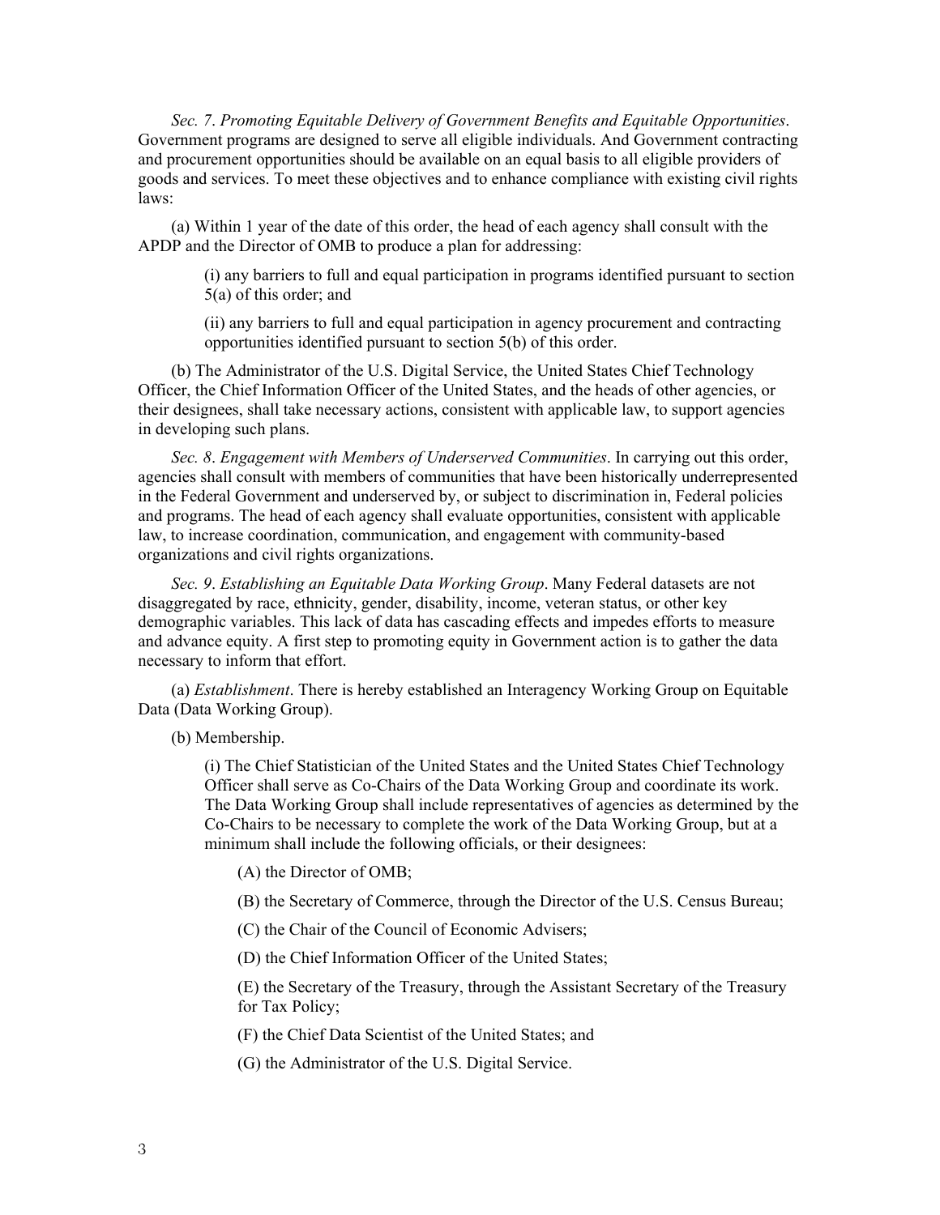*Sec. 7*. *Promoting Equitable Delivery of Government Benefits and Equitable Opportunities*. Government programs are designed to serve all eligible individuals. And Government contracting and procurement opportunities should be available on an equal basis to all eligible providers of goods and services. To meet these objectives and to enhance compliance with existing civil rights laws:

(a) Within 1 year of the date of this order, the head of each agency shall consult with the APDP and the Director of OMB to produce a plan for addressing:

> (i) any barriers to full and equal participation in programs identified pursuant to section 5(a) of this order; and
>
> (ii) any barriers to full and equal participation in agency procurement and contracting opportunities identified pursuant to section 5(b) of this order.

(b) The Administrator of the U.S. Digital Service, the United States Chief Technology Officer, the Chief Information Officer of the United States, and the heads of other agencies, or their designees, shall take necessary actions, consistent with applicable law, to support agencies in developing such plans.

*Sec. 8*. *Engagement with Members of Underserved Communities*. In carrying out this order, agencies shall consult with members of communities that have been historically underrepresented in the Federal Government and underserved by, or subject to discrimination in, Federal policies and programs. The head of each agency shall evaluate opportunities, consistent with applicable law, to increase coordination, communication, and engagement with community-based organizations and civil rights organizations.

*Sec. 9*. *Establishing an Equitable Data Working Group*. Many Federal datasets are not disaggregated by race, ethnicity, gender, disability, income, veteran status, or other key demographic variables. This lack of data has cascading effects and impedes efforts to measure and advance equity. A first step to promoting equity in Government action is to gather the data necessary to inform that effort.

(a) *Establishment*. There is hereby established an Interagency Working Group on Equitable Data (Data Working Group).

(b) Membership.

> (i) The Chief Statistician of the United States and the United States Chief Technology Officer shall serve as Co-Chairs of the Data Working Group and coordinate its work. The Data Working Group shall include representatives of agencies as determined by the Co-Chairs to be necessary to complete the work of the Data Working Group, but at a minimum shall include the following officials, or their designees:
>
> > (A) the Director of OMB;
> >
> > (B) the Secretary of Commerce, through the Director of the U.S. Census Bureau;
> >
> > (C) the Chair of the Council of Economic Advisers;
> >
> > (D) the Chief Information Officer of the United States;
> >
> > (E) the Secretary of the Treasury, through the Assistant Secretary of the Treasury for Tax Policy;
> >
> > (F) the Chief Data Scientist of the United States; and
> >
> > (G) the Administrator of the U.S. Digital Service.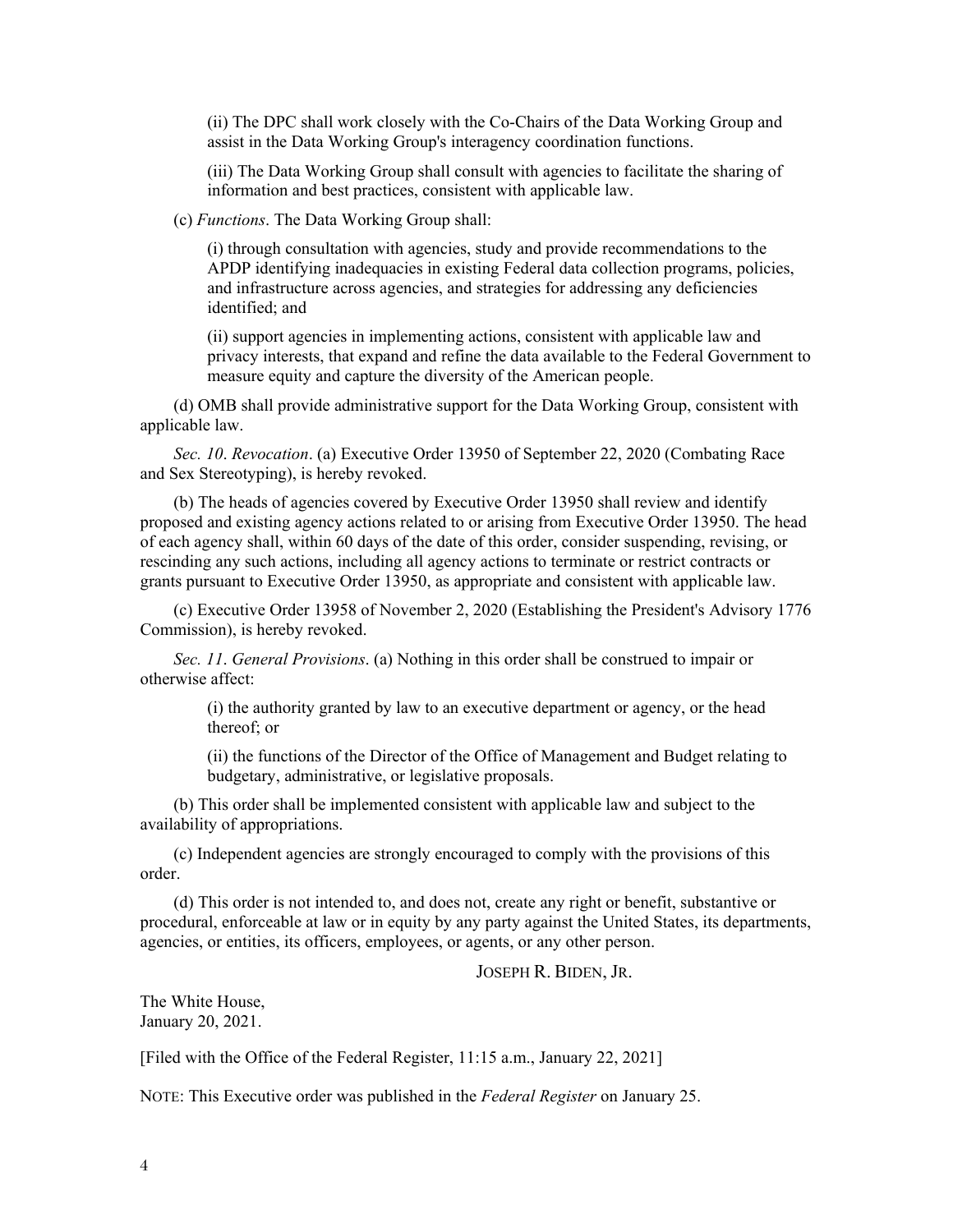(ii) The DPC shall work closely with the Co-Chairs of the Data Working Group and assist in the Data Working Group's interagency coordination functions.

(iii) The Data Working Group shall consult with agencies to facilitate the sharing of information and best practices, consistent with applicable law.

(c) *Functions*. The Data Working Group shall:

(i) through consultation with agencies, study and provide recommendations to the APDP identifying inadequacies in existing Federal data collection programs, policies, and infrastructure across agencies, and strategies for addressing any deficiencies identified; and

(ii) support agencies in implementing actions, consistent with applicable law and privacy interests, that expand and refine the data available to the Federal Government to measure equity and capture the diversity of the American people.

(d) OMB shall provide administrative support for the Data Working Group, consistent with applicable law.

*Sec. 10*. *Revocation*. (a) Executive Order 13950 of September 22, 2020 (Combating Race and Sex Stereotyping), is hereby revoked.

(b) The heads of agencies covered by Executive Order 13950 shall review and identify proposed and existing agency actions related to or arising from Executive Order 13950. The head of each agency shall, within 60 days of the date of this order, consider suspending, revising, or rescinding any such actions, including all agency actions to terminate or restrict contracts or grants pursuant to Executive Order 13950, as appropriate and consistent with applicable law.

(c) Executive Order 13958 of November 2, 2020 (Establishing the President's Advisory 1776 Commission), is hereby revoked.

*Sec. 11*. *General Provisions*. (a) Nothing in this order shall be construed to impair or otherwise affect:

(i) the authority granted by law to an executive department or agency, or the head thereof; or

(ii) the functions of the Director of the Office of Management and Budget relating to budgetary, administrative, or legislative proposals.

(b) This order shall be implemented consistent with applicable law and subject to the availability of appropriations.

(c) Independent agencies are strongly encouraged to comply with the provisions of this order.

(d) This order is not intended to, and does not, create any right or benefit, substantive or procedural, enforceable at law or in equity by any party against the United States, its departments, agencies, or entities, its officers, employees, or agents, or any other person.

JOSEPH R. BIDEN, JR.

The White House,
January 20, 2021.

[Filed with the Office of the Federal Register, 11:15 a.m., January 22, 2021]

NOTE: This Executive order was published in the *Federal Register* on January 25.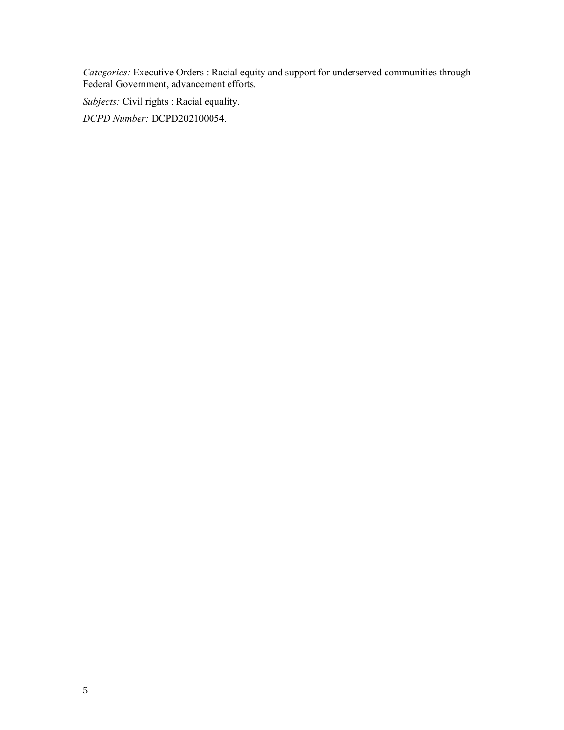*Categories:* Executive Orders : Racial equity and support for underserved communities through Federal Government, advancement efforts*.*

*Subjects:* Civil rights : Racial equality.

*DCPD Number:* DCPD202100054.